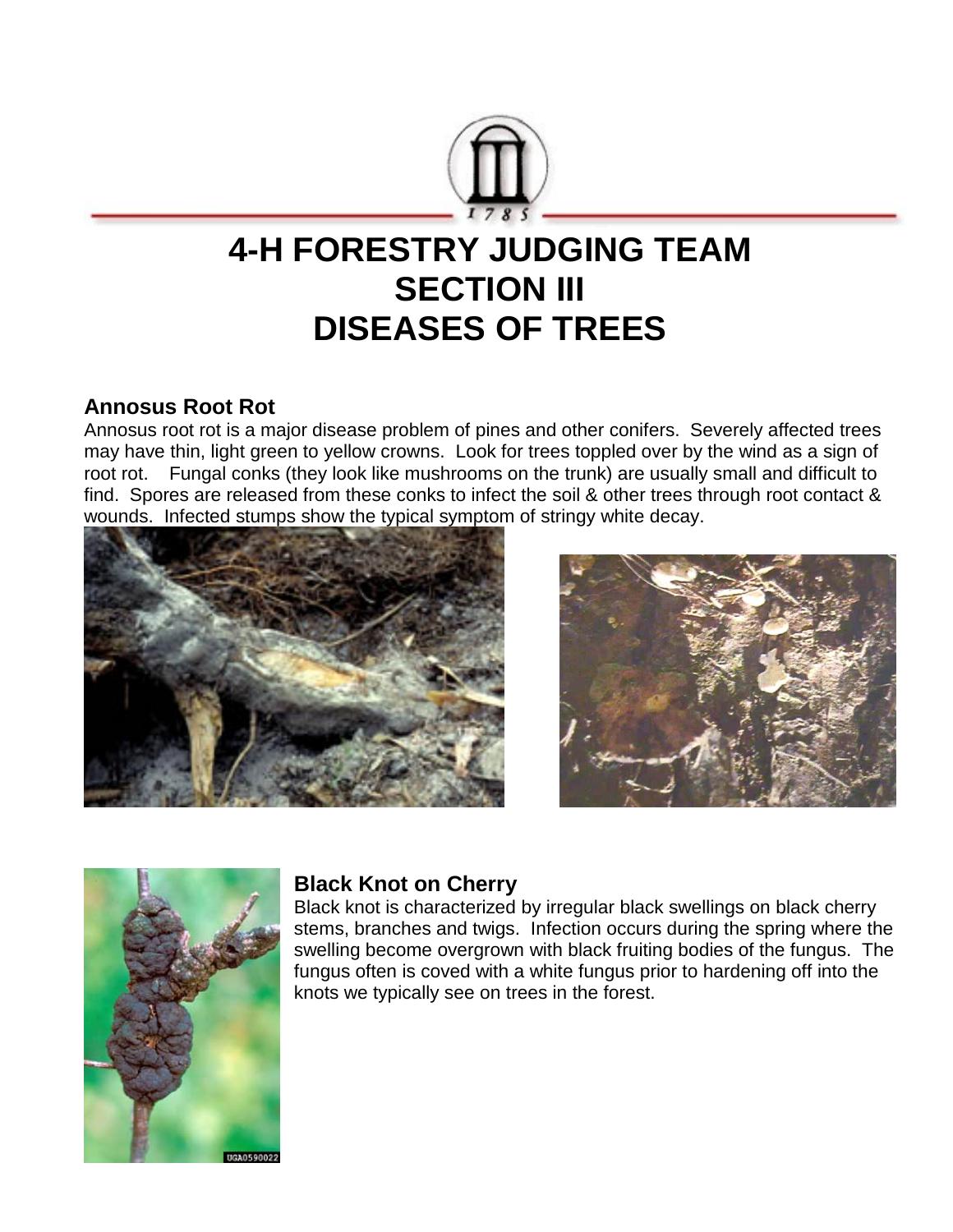# 4-H FORESTRY JUDGING TEAM
# SECTION III
# DISEASES OF TREES

## Annosus Root Rot

Annosus root rot is a major disease problem of pines and other conifers. Severely affected trees may have thin, light green to yellow crowns. Look for trees toppled over by the wind as a sign of root rot. Fungal conks (they look like mushrooms on the trunk) are usually small and difficult to find. Spores are released from these conks to infect the soil & other trees through root contact & wounds. Infected stumps show the typical symptom of stringy white decay.

## Black Knot on Cherry

Black knot is characterized by irregular black swellings on black cherry stems, branches and twigs. Infection occurs during the spring where the swelling become overgrown with black fruiting bodies of the fungus. The fungus often is coved with a white fungus prior to hardening off into the knots we typically see on trees in the forest.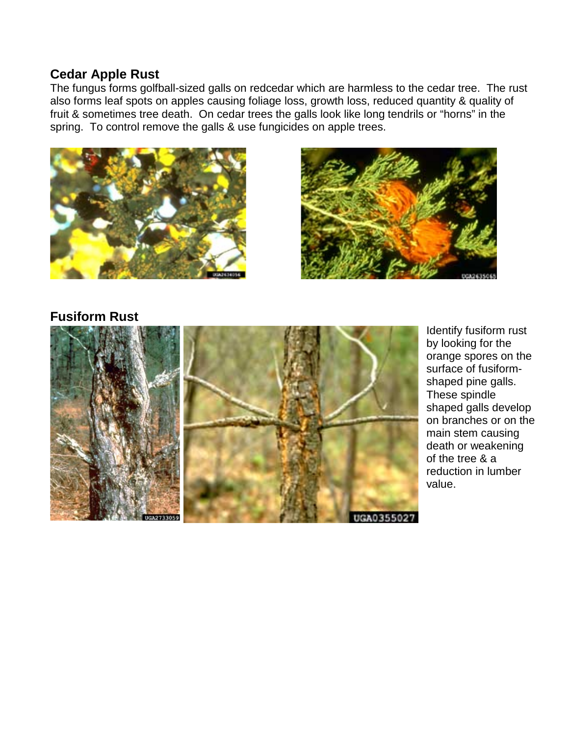## Cedar Apple Rust

The fungus forms golfball-sized galls on redcedar which are harmless to the cedar tree. The rust also forms leaf spots on apples causing foliage loss, growth loss, reduced quantity & quality of fruit & sometimes tree death. On cedar trees the galls look like long tendrils or "horns" in the spring. To control remove the galls & use fungicides on apple trees.

## Fusiform Rust

Identify fusiform rust by looking for the orange spores on the surface of fusiform-shaped pine galls. These spindle shaped galls develop on branches or on the main stem causing death or weakening of the tree & a reduction in lumber value.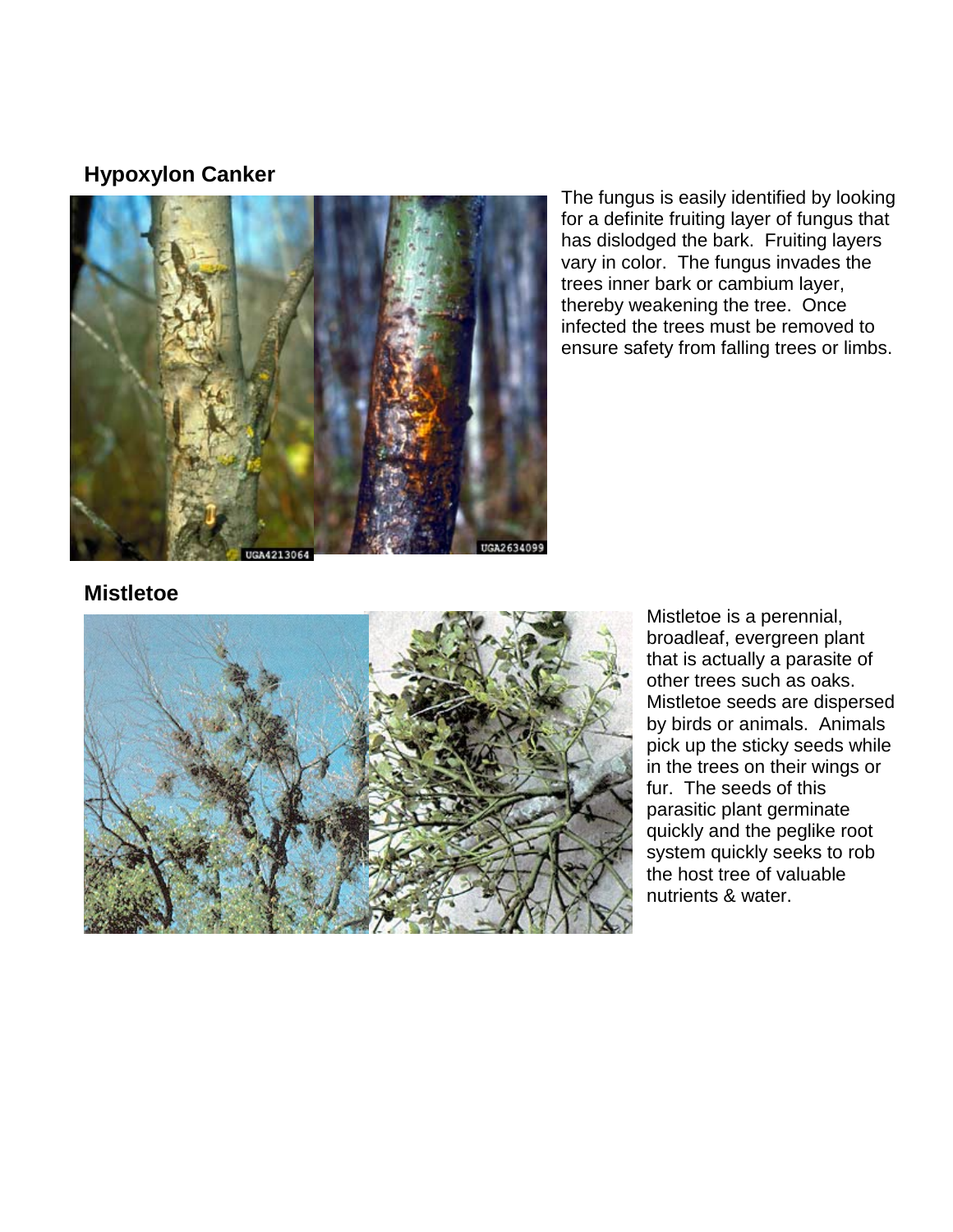## Hypoxylon Canker

The fungus is easily identified by looking for a definite fruiting layer of fungus that has dislodged the bark. Fruiting layers vary in color. The fungus invades the trees inner bark or cambium layer, thereby weakening the tree. Once infected the trees must be removed to ensure safety from falling trees or limbs.

## Mistletoe

Mistletoe is a perennial, broadleaf, evergreen plant that is actually a parasite of other trees such as oaks. Mistletoe seeds are dispersed by birds or animals. Animals pick up the sticky seeds while in the trees on their wings or fur. The seeds of this parasitic plant germinate quickly and the peglike root system quickly seeks to rob the host tree of valuable nutrients & water.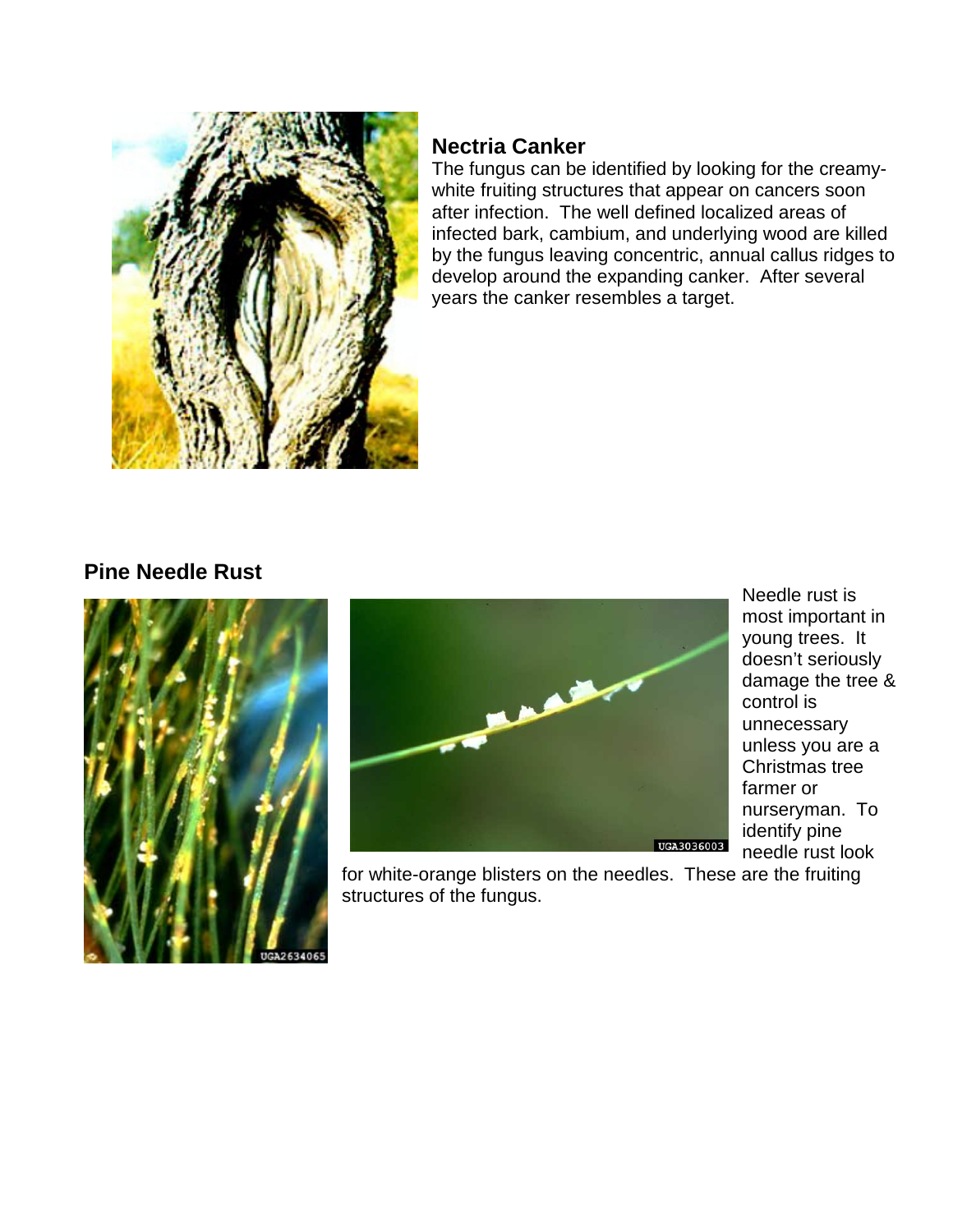## Nectria Canker

The fungus can be identified by looking for the creamy-white fruiting structures that appear on cancers soon after infection. The well defined localized areas of infected bark, cambium, and underlying wood are killed by the fungus leaving concentric, annual callus ridges to develop around the expanding canker. After several years the canker resembles a target.

## Pine Needle Rust

Needle rust is most important in young trees. It doesn't seriously damage the tree & control is unnecessary unless you are a Christmas tree farmer or nurseryman. To identify pine needle rust look for white-orange blisters on the needles. These are the fruiting structures of the fungus.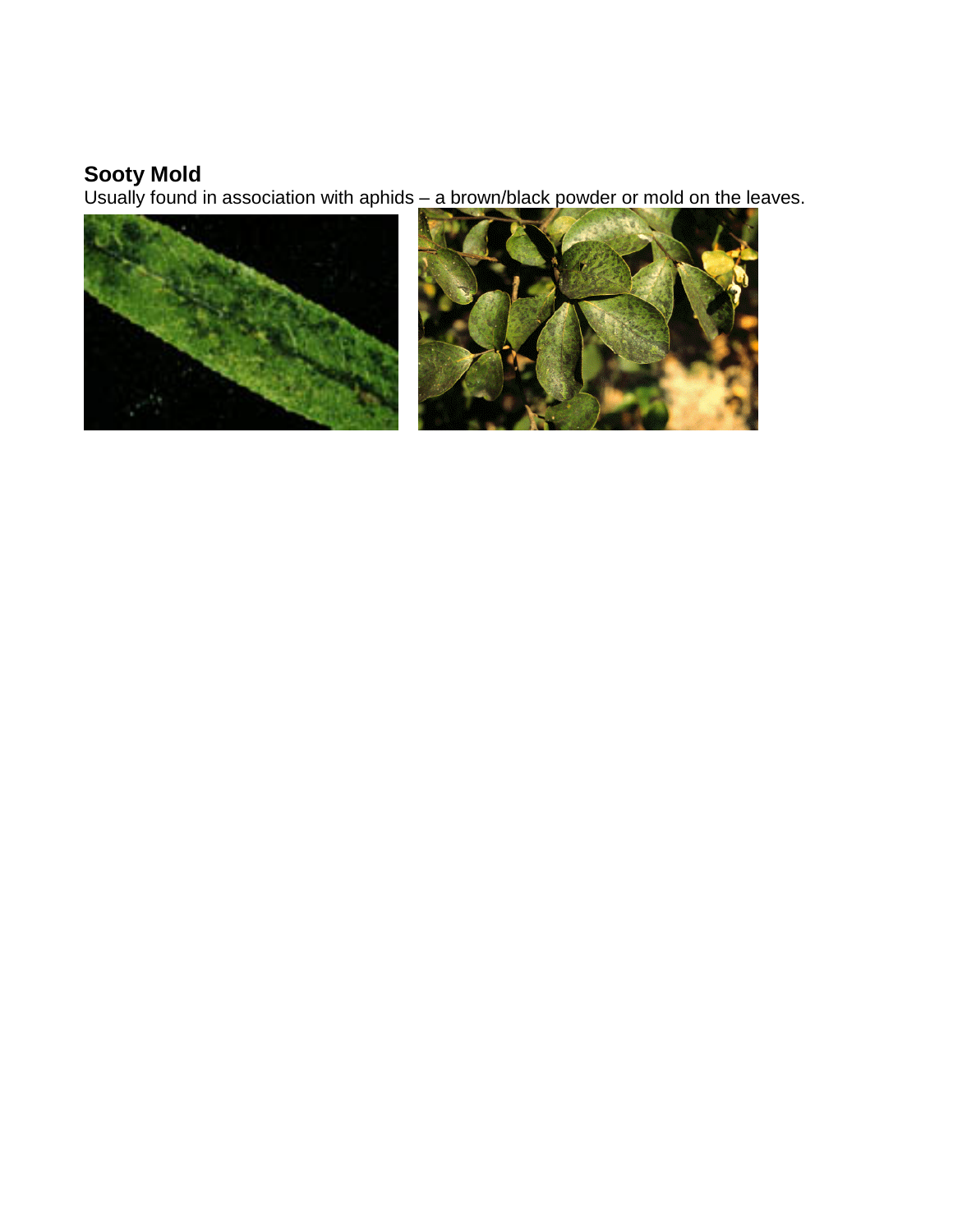**Sooty Mold**

Usually found in association with aphids – a brown/black powder or mold on the leaves.